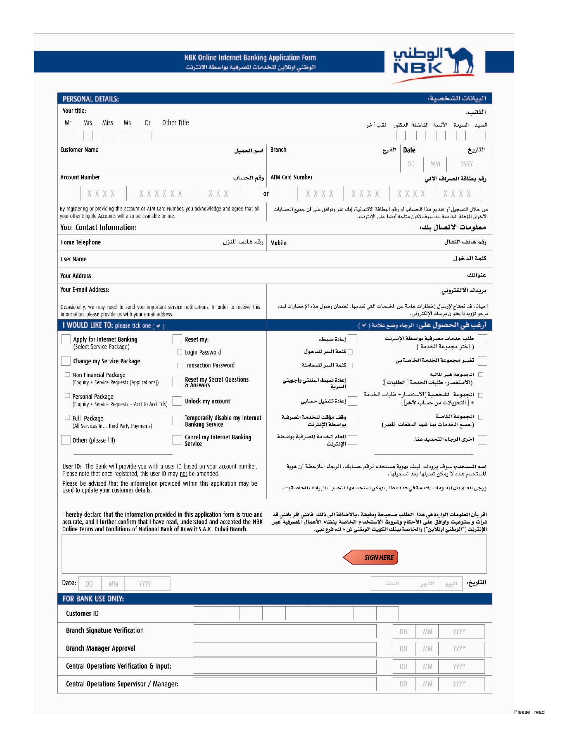# NBK Online Internet Banking Application Form

الوطني اونلاين للخدمات المصرفية بواسطة الانترنت

الوطني NBK

## PERSONAL DETAILS: البيانات الشخصية:

Your title: اللقب:

Mr ☐ Mrs ☐ Miss ☐ Ms ☐ Dr ☐ Other Title ______

السيد ☐ السيدة ☐ الآنسة ☐ الفاضلة ☐ الدكتور ☐ لقب آخر ______

| Customer Name اسم العميل | Branch الفرع | Date التاريخ DD MM YYYY |
|---|---|---|
| Account Number رقم الحساب: XXXX XXXXXX XXX **or** | ATM Card Number رقم بطاقة الصراف الالي: XXXX XXXX XXXX XXXX | |

By registering or providing this account or ATM Card Number, you acknowledge and agree that all your other Eligible Accounts will also be available online.

من خلال التسجيل أو تقديم هذا الحساب أو رقم البطاقة الائتمانية، إنك تقر وتوافق على أن جميع الحسابات الأخرى المؤهلة الخاصة بك سوف تكون متاحة أيضا على الإنترنت.

### Your Contact Information: معلومات الاتصال بك:

| Home Telephone رقم هاتف المنزل | Mobile رقم هاتف النقال |
|---|---|
| User Name كلمة الدخول | |
| Your Address عنوانك | |
| Your E-mail Address: | بريدك الالكتروني |

Occasionally, we may need to send you important service notifications. In order to receive this information, please provide us with your email address.

أحيانا، قد نحتاج لإرسال إخطارات هامة عن الخدمات التي تقدمها. لضمان وصول هذه الإخطارات لك، نرجو تزويدنا بعنوان بريدك الإلكتروني.

## I WOULD LIKE TO: please tick one ( ✔ ) أرغب في الحصول على: الرجاء وضع علامة ( ✔ )

☐ Apply for Internet Banking (Select Service Package) — طلب خدمات مصرفية بواسطة الإنترنت ( اختر مجموعة الخدمة )

☐ Change my Service Package — تغيير مجموعة الخدمة الخاصة بي

☐ Non-Financial Package (Enquiry + Service Requests [Applications]) — المجموعة غير المالية (الاستفسار+ طلبات الخدمة [ الطلبات ])

☐ Personal Package (Enquiry + Service Requests + Acct to Acct Trfs) — المجموعة الشخصية (الاستفسار+ طلبات الخدمة + [ التحويلات من حساب لآخر])

☐ Full Package (All Services Incl. Third Party Payments) — المجموعة الكاملة (جميع الخدمات بما فيها الدفعات للغير)

☐ Other: (please fill) — أخرى الرجاء التحديد هنا:

☐ Reset my: — إعادة ضبط:

- ☐ Login Password — كلمة السر للدخول
- ☐ Transaction Password — كلمة السر للمعاملة

☐ Reset my Secret Questions & Answers — إعادة ضبط أسئلتي وأجوبتي السرية

☐ Unlock my account — إعادة تشغيل حسابي

☐ Temporarily disable my Internet Banking Service — وقف مؤقت للخدمة المصرفية بواسطة الإنترنت

☐ Cancel my Internet Banking Service — إلغاء الخدمة المصرفية بواسطة الإنترنت

User ID: The Bank will provide you with a user ID based on your account number. Please note that once registered, this user ID may not be amended.

اسم المستخدم: سوف يزودك البنك بهوية مستخدم لرقم حسابك. الرجاء الملاحظة أن هوية المستخدم هذه لا يمكن تعديلها بعد تسجيلها.

Please be advised that the information provided within this application may be used to update your customer details.

يرجى العلم بأن المعلومات المقدمة في هذا الطلب يمكن استخدامها لتحديث البيانات الخاصة بك.

I hereby declare that the information provided in this application form is true and accurate, and I further confirm that I have read, understood and accepted the NBK Online Terms and Conditions of National Bank of Kuwait S.A.K. Dubai Branch.

اقر بأن المعلومات الواردة في هذا الطلب صحيحة ودقيقة، بالاضافة الى ذلك فانني اقر بانني قد قرأت واستوعبت واوافق على الأحكام وشروط الاستخدام الخاصة بنظام الأعمال المصرفية عبر الإنترنت ("الوطني أونلاين") والخاصة ببنك الكويت الوطني ش م ك، فرع دبي.

SIGN HERE

Date: DD MM YYYY — التاريخ: اليوم الشهر السنة

## FOR BANK USE ONLY:

| Field | | Date |
|---|---|---|
| Customer ID | | |
| Branch Signature Verification | | DD MM YYYY |
| Branch Manager Approval | | DD MM YYYY |
| Central Operations Verification & Input: | | DD MM YYYY |
| Central Operations Supervisor / Manager: | | DD MM YYYY |

Please read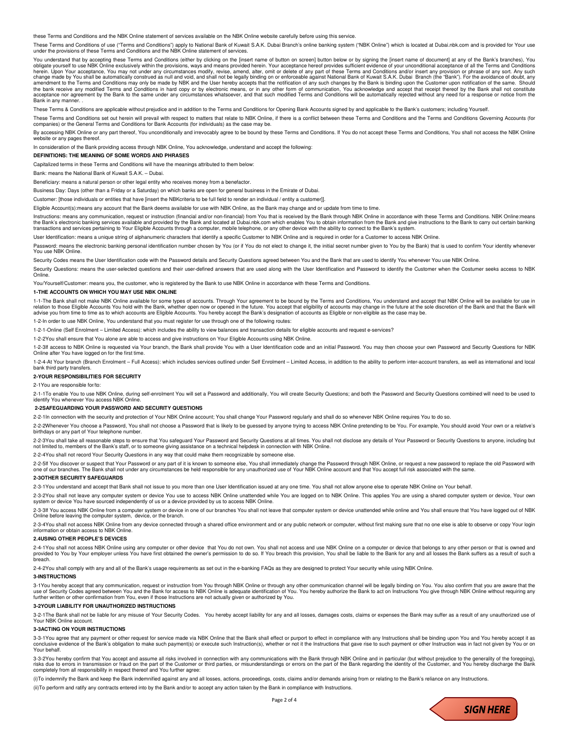these Terms and Conditions and the NBK Online statement of services available on the NBK Online website carefully before using this service.

These Terms and Conditions of use ("Terms and Conditions") apply to National Bank of Kuwait S.A.K. Dubai Branch's online banking system ("NBK Online") which is located at Dubai.nbk.com and is provided for Your use under the provisions of these Terms and Conditions and the NBK Online statement of services.

You understand that by accepting these Terms and Conditions (either by clicking on the [insert name of button on screen] button below or by signing the [insert name of document] at any of the Bank's branches), You obligate yourself to use NBK Online exclusively within the provisions, ways and means provided herein. Your acceptance hereof provides sufficient evidence of your unconditional acceptance of all the Terms and Conditions herein. Upon Your acceptance, You may not under any circumstances modify, revise, amend, alter, omit or delete of any part of these Terms and Conditions and/or insert any provision or phrase of any sort. Any such change made by You shall be automatically construed as null and void, and shall not be legally binding on or enforceable against National Bank of Kuwait S.A.K. Dubai Branch (the "Bank"). For the avoidance of doubt, any amendment to the Terms and Conditions may only be made by NBK and the User hereby accepts that the notification of any such changes by the Bank is binding upon the Customer upon notification of the same. Should the bank receive any modified Terms and Conditions in hard copy or by electronic means, or in any other form of communication, You acknowledge and accept that receipt thereof by the Bank shall not constitute acceptance nor agreement by the Bank to the same under any circumstances whatsoever, and that such modified Terms and Conditions will be automatically rejected without any need for a response or notice from the Bank in any manner. .

These Terms & Conditions are applicable without prejudice and in addition to the Terms and Conditions for Opening Bank Accounts signed by and applicable to the Bank's customers; including Yourself.

These Terms and Conditions set out herein will prevail with respect to matters that relate to NBK Online, if there is a conflict between these Terms and Conditions and the Terms and Conditions Governing Accounts (for companies) or the General Terms and Conditions for Bank Accounts (for individuals) as the case may be.

By accessing NBK Online or any part thereof, You unconditionally and irrevocably agree to be bound by these Terms and Conditions. If You do not accept these Terms and Conditions, You shall not access the NBK Online website or any pages thereof.

In consideration of the Bank providing access through NBK Online, You acknowledge, understand and accept the following:

**DEFINITIONS: THE MEANING OF SOME WORDS AND PHRASES**

Capitalized terms in these Terms and Conditions will have the meanings attributed to them below:

Bank: means the National Bank of Kuwait S.A.K. – Dubai.

Beneficiary: means a natural person or other legal entity who receives money from a benefactor.

Business Day: Days (other than a Friday or a Saturday) on which banks are open for general business in the Emirate of Dubai.

Customer: [those individuals or entities that have [insert the NBKcriteria to be full field to render an individual / entity a customer]].

Eligible Account(s):means any account that the Bank deems available for use with NBK Online, as the Bank may change and or update from time to time.

Instructions: means any communication, request or instruction (financial and/or non-financial) from You that is received by the Bank through NBK Online in accordance with these Terms and Conditions. NBK Online:means the Bank's electronic banking services available and provided by the Bank and located at Dubai.nbk.com which enables You to obtain information from the Bank and give instructions to the Bank to carry out certain banking transactions and services pertaining to Your Eligible Accounts through a computer, mobile telephone, or any other device with the ability to connect to the Bank's system.

User Identification: means a unique string of alphanumeric characters that identify a specific Customer to NBK Online and is required in order for a Customer to access NBK Online.

Password: means the electronic banking personal identification number chosen by You (or if You do not elect to change it, the initial secret number given to You by the Bank) that is used to confirm Your identity whenever You use NBK Online.

Security Codes means the User Identification code with the Password details and Security Questions agreed between You and the Bank that are used to identify You whenever You use NBK Online.

Security Questions: means the user-selected questions and their user-defined answers that are used along with the User Identification and Password to identify the Customer when the Costumer seeks access to NBK Online.

You/Yourself/Customer: means you, the customer, who is registered by the Bank to use NBK Online in accordance with these Terms and Conditions.

**1-THE ACCOUNTS ON WHICH YOU MAY USE NBK ONLINE**

1-1-The Bank shall not make NBK Online available for some types of accounts. Through Your agreement to be bound by the Terms and Conditions, You understand and accept that NBK Online will be available for use in relation to those Eligible Accounts You hold with the Bank, whether open now or opened in the future. You accept that eligibility of accounts may change in the future at the sole discretion of the Bank and that the Bank will advise you from time to time as to which accounts are Eligible Accounts. You hereby accept the Bank's designation of accounts as Eligible or non-eligible as the case may be.

1-2-In order to use NBK Online, You understand that you must register for use through one of the following routes:

1-2-1-Online (Self Enrolment – Limited Access): which includes the ability to view balances and transaction details for eligible accounts and request e-services?

1-2-2You shall ensure that You alone are able to access and give instructions on Your Eligible Accounts using NBK Online.

1-2-3If access to NBK Online is requested via Your branch, the Bank shall provide You with a User Identification code and an initial Password. You may then choose your own Password and Security Questions for NBK Online after You have logged on for the first time.

1-2-4-At Your branch (Branch Enrolment – Full Access): which includes services outlined under Self Enrolment – Limited Access, in addition to the ability to perform inter-account transfers, as well as international and local bank third party transfers.

**2-YOUR RESPONSIBILITIES FOR SECURITY**

2-1You are responsible for/to:

2-1-1To enable You to use NBK Online, during self-enrolment You will set a Password and additionally, You will create Security Questions; and both the Password and Security Questions combined will need to be used to identify You whenever You access NBK Online.

**2-2SAFEGUARDING YOUR PASSWORD AND SECURITY QUESTIONS**

2-2-1In connection with the security and protection of Your NBK Online account; You shall change Your Password regularly and shall do so whenever NBK Online requires You to do so.

2-2-2Whenever You choose a Password, You shall not choose a Password that is likely to be guessed by anyone trying to access NBK Online pretending to be You. For example, You should avoid Your own or a relative's birthdays or any part of Your telephone number.

2-2-3You shall take all reasonable steps to ensure that You safeguard Your Password and Security Questions at all times. You shall not disclose any details of Your Password or Security Questions to anyone, including but not limited to, members of the Bank's staff, or to someone giving assistance on a technical helpdesk in connection with NBK Online.

2-2-4You shall not record Your Security Questions in any way that could make them recognizable by someone else.

2-2-5If You discover or suspect that Your Password or any part of it is known to someone else, You shall immediately change the Password through NBK Online, or request a new password to replace the old Password with one of our branches. The Bank shall not under any circumstances be held responsible for any unauthorized use of Your NBK Online account and that You accept full risk associated with the same.

**2-3OTHER SECURITY SAFEGUARDS**

2-3-1You understand and accept that Bank shall not issue to you more than one User Identification issued at any one time. You shall not allow anyone else to operate NBK Online on Your behalf.

2-3-2You shall not leave any computer system or device You use to access NBK Online unattended while You are logged on to NBK Online. This applies You are using a shared computer system or device, Your own system or device You have sourced independently of us or a device provided by us to access NBK Online.

2-3-3If You access NBK Online from a computer system or device in one of our branches You shall not leave that computer system or device unattended while online and You shall ensure that You have logged out of NBK Online before leaving the computer system, device, or the branch.

2-3-4You shall not access NBK Online from any device connected through a shared office environment and or any public network or computer, without first making sure that no one else is able to observe or copy Your login information or obtain access to NBK Online.

**2.4USING OTHER PEOPLE'S DEVICES**

2-4-1You shall not access NBK Online using any computer or other device that You do not own. You shall not access and use NBK Online on a computer or device that belongs to any other person or that is owned and provided to You by Your employer unless You have first obtained the owner's permission to do so. If You breach this provision, You shall be liable to the Bank for any and all losses the Bank suffers as a result of such a breach.

2-4-2You shall comply with any and all of the Bank's usage requirements as set out in the e-banking FAQs as they are designed to protect Your security while using NBK Online.

**3-INSTRUCTIONS**

3-1You hereby accept that any communication, request or instruction from You through NBK Online or through any other communication channel will be legally binding on You. You also confirm that you are aware that the use of Security Codes agreed between You and the Bank for access to NBK Online is adequate identification of You. You hereby authorize the Bank to act on Instructions You give through NBK Online without requiring any further written or other confirmation from You, even if those Instructions are not actually given or authorized by You.

**3-2YOUR LIABILITY FOR UNAUTHORIZED INSTRUCTIONS**

3-2-1The Bank shall not be liable for any misuse of Your Security Codes. You hereby accept liability for any and all losses, damages costs, claims or expenses the Bank may suffer as a result of any unauthorized use of Your NBK Online account.

**3-3ACTING ON YOUR INSTRUCTIONS**

3-3-1You agree that any payment or other request for service made via NBK Online that the Bank shall effect or purport to effect in compliance with any Instructions shall be binding upon You and You hereby accept it as conclusive evidence of the Bank's obligation to make such payment(s) or execute such Instruction(s), whether or not it the Instructions that gave rise to such payment or other Instruction was in fact not given by You or on Your behalf.

3-3-2You hereby confirm that You accept and assume all risks involved in connection with any communications with the Bank through NBK Online and in particular (but without prejudice to the generality of the foregoing), risks due to errors in transmission or fraud on the part of the Customer or third parties, or misunderstandings or errors on the part of the Bank regarding the identity of the Customer, and You hereby discharge the Bank completely from all responsibility in respect thereof and You further agree:

(i)To indemnify the Bank and keep the Bank indemnified against any and all losses, actions, proceedings, costs, claims and/or demands arising from or relating to the Bank's reliance on any Instructions.

(ii)To perform and ratify any contracts entered into by the Bank and/or to accept any action taken by the Bank in compliance with Instructions.

SIGN HERE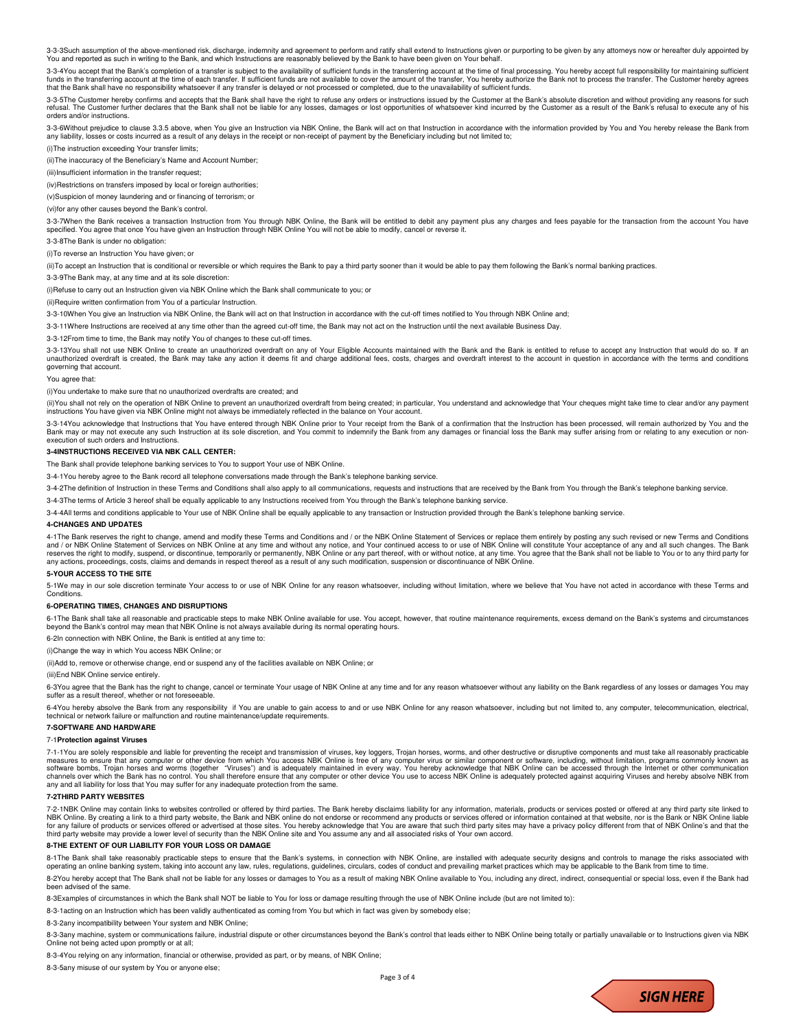3-3-3Such assumption of the above-mentioned risk, discharge, indemnity and agreement to perform and ratify shall extend to Instructions given or purporting to be given by any attorneys now or hereafter duly appointed by You and reported as such in writing to the Bank, and which Instructions are reasonably believed by the Bank to have been given on Your behalf.

3-3-4You accept that the Bank's completion of a transfer is subject to the availability of sufficient funds in the transferring account at the time of final processing. You hereby accept full responsibility for maintaining sufficient funds in the transferring account at the time of each transfer. If sufficient funds are not available to cover the amount of the transfer, You hereby authorize the Bank not to process the transfer. The Customer hereby agrees that the Bank shall have no responsibility whatsoever if any transfer is delayed or not processed or completed, due to the unavailability of sufficient funds.

3-3-5The Customer hereby confirms and accepts that the Bank shall have the right to refuse any orders or instructions issued by the Customer at the Bank's absolute discretion and without providing any reasons for such refusal. The Customer further declares that the Bank shall not be liable for any losses, damages or lost opportunities of whatsoever kind incurred by the Customer as a result of the Bank's refusal to execute any of his orders and/or instructions.

3-3-6Without prejudice to clause 3.3.5 above, when You give an Instruction via NBK Online, the Bank will act on that Instruction in accordance with the information provided by You and You hereby release the Bank from any liability, losses or costs incurred as a result of any delays in the receipt or non-receipt of payment by the Beneficiary including but not limited to;

(i)The instruction exceeding Your transfer limits;

(ii)The inaccuracy of the Beneficiary's Name and Account Number;

(iii)Insufficient information in the transfer request;

(iv)Restrictions on transfers imposed by local or foreign authorities;

(v)Suspicion of money laundering and or financing of terrorism; or

(vi)for any other causes beyond the Bank's control.

3-3-7When the Bank receives a transaction Instruction from You through NBK Online, the Bank will be entitled to debit any payment plus any charges and fees payable for the transaction from the account You have specified. You agree that once You have given an Instruction through NBK Online You will not be able to modify, cancel or reverse it.

3-3-8The Bank is under no obligation:

(i)To reverse an Instruction You have given; or

(ii)To accept an Instruction that is conditional or reversible or which requires the Bank to pay a third party sooner than it would be able to pay them following the Bank's normal banking practices.

3-3-9The Bank may, at any time and at its sole discretion:

(i)Refuse to carry out an Instruction given via NBK Online which the Bank shall communicate to you; or

(ii)Require written confirmation from You of a particular Instruction.

3-3-10When You give an Instruction via NBK Online, the Bank will act on that Instruction in accordance with the cut-off times notified to You through NBK Online and;

3-3-11Where Instructions are received at any time other than the agreed cut-off time, the Bank may not act on the Instruction until the next available Business Day.

3-3-12From time to time, the Bank may notify You of changes to these cut-off times.

3-3-13You shall not use NBK Online to create an unauthorized overdraft on any of Your Eligible Accounts maintained with the Bank and the Bank is entitled to refuse to accept any Instruction that would do so. If an unauthorized overdraft is created, the Bank may take any action it deems fit and charge additional fees, costs, charges and overdraft interest to the account in question in accordance with the terms and conditions governing that account.

You agree that:

(i)You undertake to make sure that no unauthorized overdrafts are created; and

(ii)You shall not rely on the operation of NBK Online to prevent an unauthorized overdraft from being created; in particular, You understand and acknowledge that Your cheques might take time to clear and/or any payment instructions You have given via NBK Online might not always be immediately reflected in the balance on Your account.

3-3-14You acknowledge that Instructions that You have entered through NBK Online prior to Your receipt from the Bank of a confirmation that the Instruction has been processed, will remain authorized by You and the Bank may or may not execute any such Instruction at its sole discretion, and You commit to indemnify the Bank from any damages or financial loss the Bank may suffer arising from or relating to any execution or non-execution of such orders and Instructions.

**3-4INSTRUCTIONS RECEIVED VIA NBK CALL CENTER:**

The Bank shall provide telephone banking services to You to support Your use of NBK Online.

3-4-1You hereby agree to the Bank record all telephone conversations made through the Bank's telephone banking service.

3-4-2The definition of Instruction in these Terms and Conditions shall also apply to all communications, requests and instructions that are received by the Bank from You through the Bank's telephone banking service.

3-4-3The terms of Article 3 hereof shall be equally applicable to any Instructions received from You through the Bank's telephone banking service.

3-4-4All terms and conditions applicable to Your use of NBK Online shall be equally applicable to any transaction or Instruction provided through the Bank's telephone banking service.

**4-CHANGES AND UPDATES**

4-1The Bank reserves the right to change, amend and modify these Terms and Conditions and / or the NBK Online Statement of Services or replace them entirely by posting any such revised or new Terms and Conditions and / or NBK Online Statement of Services on NBK Online at any time and without any notice, and Your continued access to or use of NBK Online will constitute Your acceptance of any and all such changes. The Bank reserves the right to modify, suspend, or discontinue, temporarily or permanently, NBK Online or any part thereof, with or without notice, at any time. You agree that the Bank shall not be liable to You or to any third party for any actions, proceedings, costs, claims and demands in respect thereof as a result of any such modification, suspension or discontinuance of NBK Online.

**5-YOUR ACCESS TO THE SITE**

5-1We may in our sole discretion terminate Your access to or use of NBK Online for any reason whatsoever, including without limitation, where we believe that You have not acted in accordance with these Terms and Conditions.

**6-OPERATING TIMES, CHANGES AND DISRUPTIONS**

6-1The Bank shall take all reasonable and practicable steps to make NBK Online available for use. You accept, however, that routine maintenance requirements, excess demand on the Bank's systems and circumstances beyond the Bank's control may mean that NBK Online is not always available during its normal operating hours.

6-2In connection with NBK Online, the Bank is entitled at any time to:

(i)Change the way in which You access NBK Online; or

(ii)Add to, remove or otherwise change, end or suspend any of the facilities available on NBK Online; or

(iii)End NBK Online service entirely.

6-3You agree that the Bank has the right to change, cancel or terminate Your usage of NBK Online at any time and for any reason whatsoever without any liability on the Bank regardless of any losses or damages You may suffer as a result thereof, whether or not foreseeable.

6-4You hereby absolve the Bank from any responsibility if You are unable to gain access to and or use NBK Online for any reason whatsoever, including but not limited to, any computer, telecommunication, electrical, technical or network failure or malfunction and routine maintenance/update requirements.

**7-SOFTWARE AND HARDWARE**

7-1**Protection against Viruses**

7-1-1You are solely responsible and liable for preventing the receipt and transmission of viruses, key loggers, Trojan horses, worms, and other destructive or disruptive components and must take all reasonably practicable measures to ensure that any computer or other device from which You access NBK Online is free of any computer virus or similar component or software, including, without limitation, programs commonly known as software bombs, Trojan horses and worms (together "Viruses") and is adequately maintained in every way. You hereby acknowledge that NBK Online can be accessed through the Internet or other communication channels over which the Bank has no control. You shall therefore ensure that any computer or other device You use to access NBK Online is adequately protected against acquiring Viruses and hereby absolve NBK from any and all liability for loss that You may suffer for any inadequate protection from the same.

**7-2THIRD PARTY WEBSITES**

7-2-1NBK Online may contain links to websites controlled or offered by third parties. The Bank hereby disclaims liability for any information, materials, products or services posted or offered at any third party site linked to NBK Online. By creating a link to a third party website, the Bank and NBK online do not endorse or recommend any products or services offered or information contained at that website, nor is the Bank or NBK Online liable for any failure of products or services offered or advertised at those sites. You hereby acknowledge that You are aware that such third party sites may have a privacy policy different from that of NBK Online's and that the third party website may provide a lower level of security than the NBK Online site and You assume any and all associated risks of Your own accord.

**8-THE EXTENT OF OUR LIABILITY FOR YOUR LOSS OR DAMAGE**

8-1The Bank shall take reasonably practicable steps to ensure that the Bank's systems, in connection with NBK Online, are installed with adequate security designs and controls to manage the risks associated with operating an online banking system, taking into account any law, rules, regulations, guidelines, circulars, codes of conduct and prevailing market practices which may be applicable to the Bank from time to time.

8-2You hereby accept that The Bank shall not be liable for any losses or damages to You as a result of making NBK Online available to You, including any direct, indirect, consequential or special loss, even if the Bank had been advised of the same.

8-3Examples of circumstances in which the Bank shall NOT be liable to You for loss or damage resulting through the use of NBK Online include (but are not limited to):

8-3-1acting on an Instruction which has been validly authenticated as coming from You but which in fact was given by somebody else;

8-3-2any incompatibility between Your system and NBK Online;

8-3-3any machine, system or communications failure, industrial dispute or other circumstances beyond the Bank's control that leads either to NBK Online being totally or partially unavailable or to Instructions given via NBK Online not being acted upon promptly or at all;

8-3-4You relying on any information, financial or otherwise, provided as part, or by means, of NBK Online;

8-3-5any misuse of our system by You or anyone else;

SIGN HERE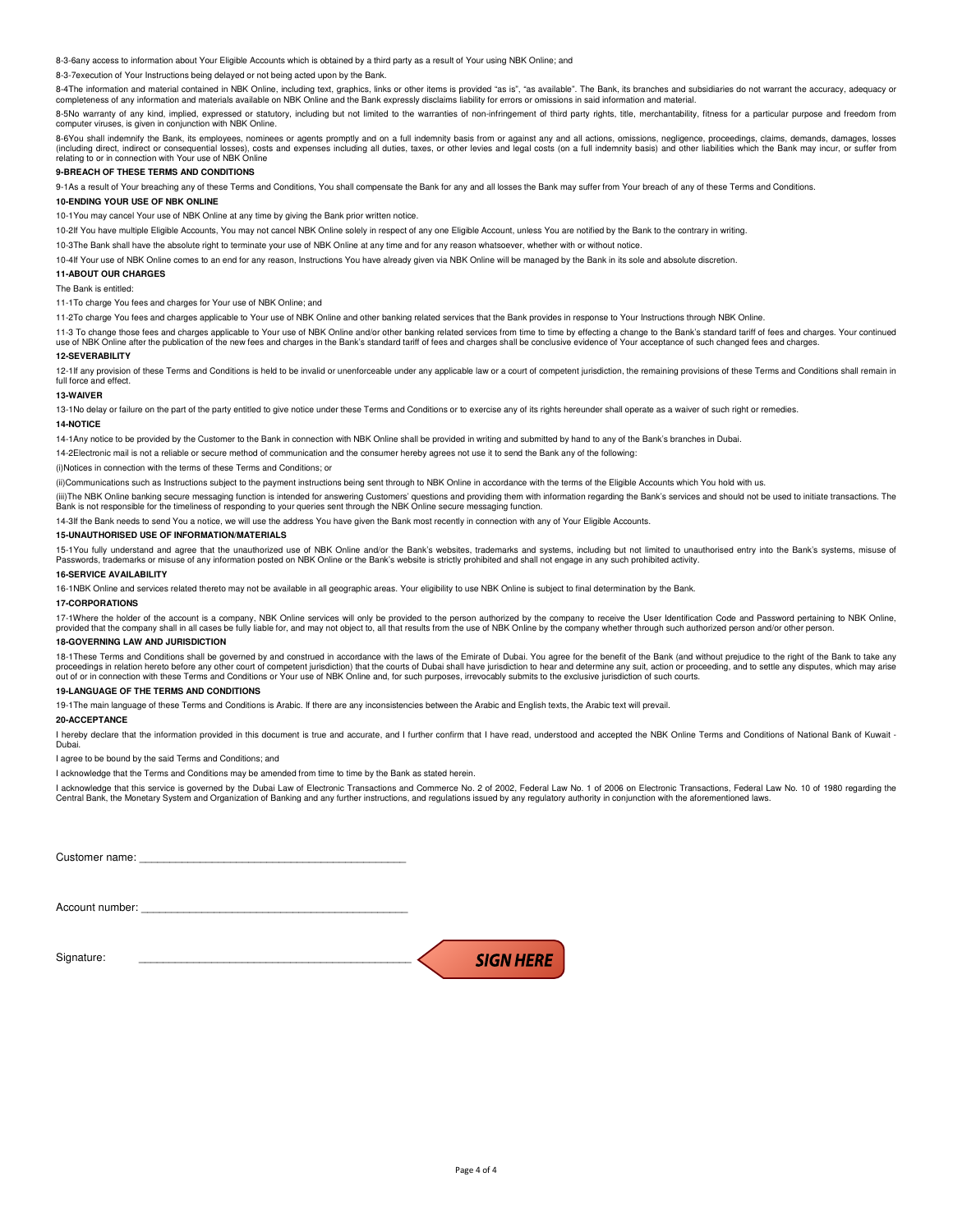8-3-6any access to information about Your Eligible Accounts which is obtained by a third party as a result of Your using NBK Online; and

8-3-7execution of Your Instructions being delayed or not being acted upon by the Bank.

8-4The information and material contained in NBK Online, including text, graphics, links or other items is provided "as is", "as available". The Bank, its branches and subsidiaries do not warrant the accuracy, adequacy or completeness of any information and materials available on NBK Online and the Bank expressly disclaims liability for errors or omissions in said information and material.

8-5No warranty of any kind, implied, expressed or statutory, including but not limited to the warranties of non-infringement of third party rights, title, merchantability, fitness for a particular purpose and freedom from computer viruses, is given in conjunction with NBK Online.

8-6You shall indemnify the Bank, its employees, nominees or agents promptly and on a full indemnity basis from or against any and all actions, omissions, negligence, proceedings, claims, demands, damages, losses (including direct, indirect or consequential losses), costs and expenses including all duties, taxes, or other levies and legal costs (on a full indemnity basis) and other liabilities which the Bank may incur, or suffer from relating to or in connection with Your use of NBK Online

**9-BREACH OF THESE TERMS AND CONDITIONS**

9-1As a result of Your breaching any of these Terms and Conditions, You shall compensate the Bank for any and all losses the Bank may suffer from Your breach of any of these Terms and Conditions.

**10-ENDING YOUR USE OF NBK ONLINE**

10-1You may cancel Your use of NBK Online at any time by giving the Bank prior written notice.

10-2If You have multiple Eligible Accounts, You may not cancel NBK Online solely in respect of any one Eligible Account, unless You are notified by the Bank to the contrary in writing.

10-3The Bank shall have the absolute right to terminate your use of NBK Online at any time and for any reason whatsoever, whether with or without notice.

10-4If Your use of NBK Online comes to an end for any reason, Instructions You have already given via NBK Online will be managed by the Bank in its sole and absolute discretion.

**11-ABOUT OUR CHARGES**

The Bank is entitled:

11-1To charge You fees and charges for Your use of NBK Online; and

11-2To charge You fees and charges applicable to Your use of NBK Online and other banking related services that the Bank provides in response to Your Instructions through NBK Online.

11-3 To change those fees and charges applicable to Your use of NBK Online and/or other banking related services from time to time by effecting a change to the Bank's standard tariff of fees and charges. Your continued use of NBK Online after the publication of the new fees and charges in the Bank's standard tariff of fees and charges shall be conclusive evidence of Your acceptance of such changed fees and charges.

**12-SEVERABILITY**

12-1If any provision of these Terms and Conditions is held to be invalid or unenforceable under any applicable law or a court of competent jurisdiction, the remaining provisions of these Terms and Conditions shall remain in full force and effect.

**13-WAIVER**

13-1No delay or failure on the part of the party entitled to give notice under these Terms and Conditions or to exercise any of its rights hereunder shall operate as a waiver of such right or remedies.

**14-NOTICE**

14-1Any notice to be provided by the Customer to the Bank in connection with NBK Online shall be provided in writing and submitted by hand to any of the Bank's branches in Dubai.

14-2Electronic mail is not a reliable or secure method of communication and the consumer hereby agrees not use it to send the Bank any of the following:

(i)Notices in connection with the terms of these Terms and Conditions; or

(ii)Communications such as Instructions subject to the payment instructions being sent through to NBK Online in accordance with the terms of the Eligible Accounts which You hold with us.

(iii)The NBK Online banking secure messaging function is intended for answering Customers' questions and providing them with information regarding the Bank's services and should not be used to initiate transactions. The Bank is not responsible for the timeliness of responding to your queries sent through the NBK Online secure messaging function.

14-3If the Bank needs to send You a notice, we will use the address You have given the Bank most recently in connection with any of Your Eligible Accounts.

**15-UNAUTHORISED USE OF INFORMATION/MATERIALS**

15-1You fully understand and agree that the unauthorized use of NBK Online and/or the Bank's websites, trademarks and systems, including but not limited to unauthorised entry into the Bank's systems, misuse of Passwords, trademarks or misuse of any information posted on NBK Online or the Bank's website is strictly prohibited and shall not engage in any such prohibited activity.

**16-SERVICE AVAILABILITY**

16-1NBK Online and services related thereto may not be available in all geographic areas. Your eligibility to use NBK Online is subject to final determination by the Bank.

**17-CORPORATIONS**

17-1Where the holder of the account is a company, NBK Online services will only be provided to the person authorized by the company to receive the User Identification Code and Password pertaining to NBK Online, provided that the company shall in all cases be fully liable for, and may not object to, all that results from the use of NBK Online by the company whether through such authorized person and/or other person.

**18-GOVERNING LAW AND JURISDICTION**

18-1These Terms and Conditions shall be governed by and construed in accordance with the laws of the Emirate of Dubai. You agree for the benefit of the Bank (and without prejudice to the right of the Bank to take any proceedings in relation hereto before any other court of competent jurisdiction) that the courts of Dubai shall have jurisdiction to hear and determine any suit, action or proceeding, and to settle any disputes, which may arise out of or in connection with these Terms and Conditions or Your use of NBK Online and, for such purposes, irrevocably submits to the exclusive jurisdiction of such courts.

**19-LANGUAGE OF THE TERMS AND CONDITIONS**

19-1The main language of these Terms and Conditions is Arabic. If there are any inconsistencies between the Arabic and English texts, the Arabic text will prevail.

**20-ACCEPTANCE**

I hereby declare that the information provided in this document is true and accurate, and I further confirm that I have read, understood and accepted the NBK Online Terms and Conditions of National Bank of Kuwait - Dubai.

I agree to be bound by the said Terms and Conditions; and

I acknowledge that the Terms and Conditions may be amended from time to time by the Bank as stated herein.

I acknowledge that this service is governed by the Dubai Law of Electronic Transactions and Commerce No. 2 of 2002, Federal Law No. 1 of 2006 on Electronic Transactions, Federal Law No. 10 of 1980 regarding the Central Bank, the Monetary System and Organization of Banking and any further instructions, and regulations issued by any regulatory authority in conjunction with the aforementioned laws.

Customer name: ___________________________________________

Account number: ___________________________________________

Signature: ___________________________________________ SIGN HERE